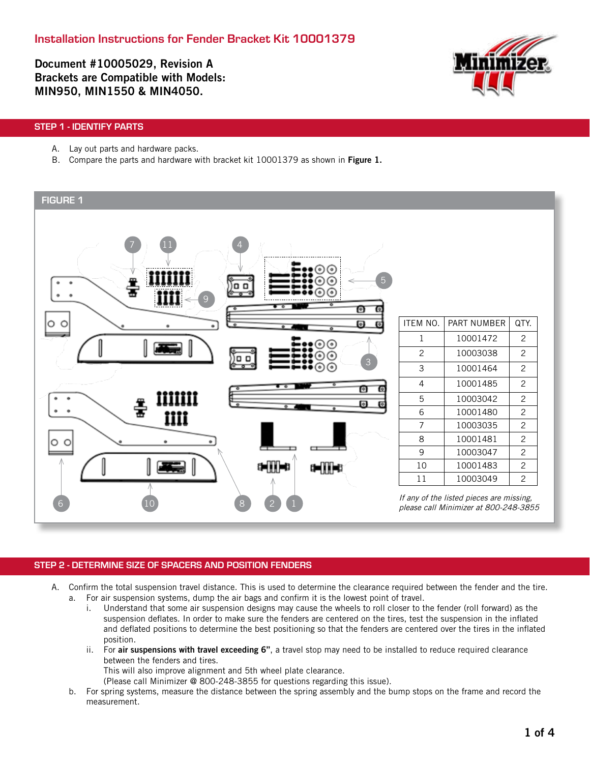# Installation Instructions for Fender Bracket Kit 10001379

**Document #10005029, Revision A**
**Brackets are Compatible with Models:**
**MIN950, MIN1550 & MIN4050.**

## STEP 1 - IDENTIFY PARTS

A. Lay out parts and hardware packs.
B. Compare the parts and hardware with bracket kit 10001379 as shown in **Figure 1.**

### FIGURE 1

| ITEM NO. | PART NUMBER | QTY. |
|---|---|---|
| 1 | 10001472 | 2 |
| 2 | 10003038 | 2 |
| 3 | 10001464 | 2 |
| 4 | 10001485 | 2 |
| 5 | 10003042 | 2 |
| 6 | 10001480 | 2 |
| 7 | 10003035 | 2 |
| 8 | 10001481 | 2 |
| 9 | 10003047 | 2 |
| 10 | 10001483 | 2 |
| 11 | 10003049 | 2 |

*If any of the listed pieces are missing, please call Minimizer at 800-248-3855*

## STEP 2 - DETERMINE SIZE OF SPACERS AND POSITION FENDERS

A. Confirm the total suspension travel distance. This is used to determine the clearance required between the fender and the tire.
   a. For air suspension systems, dump the air bags and confirm it is the lowest point of travel.
      i. Understand that some air suspension designs may cause the wheels to roll closer to the fender (roll forward) as the suspension deflates. In order to make sure the fenders are centered on the tires, test the suspension in the inflated and deflated positions to determine the best positioning so that the fenders are centered over the tires in the inflated position.
      ii. For **air suspensions with travel exceeding 6"**, a travel stop may need to be installed to reduce required clearance between the fenders and tires.
      This will also improve alignment and 5th wheel plate clearance.
      (Please call Minimizer @ 800-248-3855 for questions regarding this issue).
   b. For spring systems, measure the distance between the spring assembly and the bump stops on the frame and record the measurement.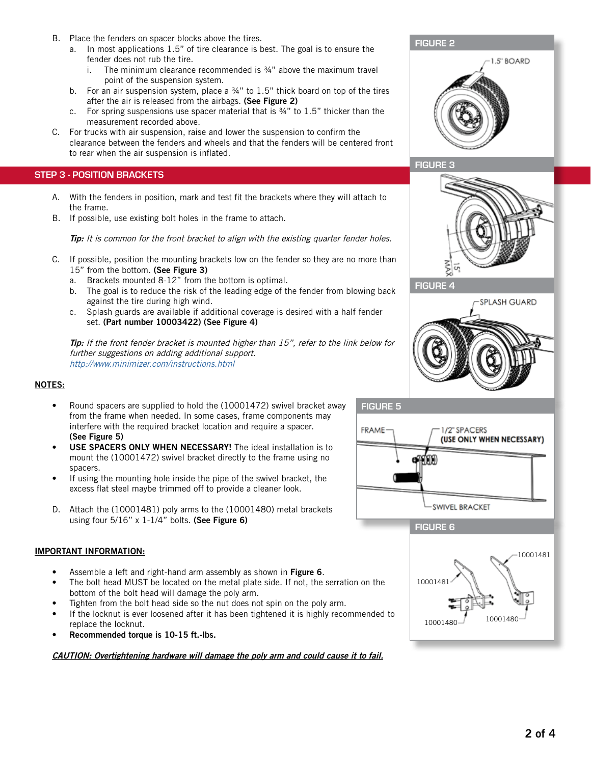B. Place the fenders on spacer blocks above the tires.
   a. In most applications 1.5" of tire clearance is best. The goal is to ensure the fender does not rub the tire.
      i. The minimum clearance recommended is ¾" above the maximum travel point of the suspension system.
   b. For an air suspension system, place a ¾" to 1.5" thick board on top of the tires after the air is released from the airbags. **(See Figure 2)**
   c. For spring suspensions use spacer material that is ¾" to 1.5" thicker than the measurement recorded above.

C. For trucks with air suspension, raise and lower the suspension to confirm the clearance between the fenders and wheels and that the fenders will be centered front to rear when the air suspension is inflated.

FIGURE 2

1.5" BOARD

## STEP 3 - POSITION BRACKETS

A. With the fenders in position, mark and test fit the brackets where they will attach to the frame.

B. If possible, use existing bolt holes in the frame to attach.

***Tip:*** *It is common for the front bracket to align with the existing quarter fender holes.*

C. If possible, position the mounting brackets low on the fender so they are no more than 15" from the bottom. **(See Figure 3)**
   a. Brackets mounted 8-12" from the bottom is optimal.
   b. The goal is to reduce the risk of the leading edge of the fender from blowing back against the tire during high wind.
   c. Splash guards are available if additional coverage is desired with a half fender set. **(Part number 10003422) (See Figure 4)**

***Tip:*** *If the front fender bracket is mounted higher than 15", refer to the link below for further suggestions on adding additional support.*
[http://www.minimizer.com/instructions.html](http://www.minimizer.com/instructions.html)

FIGURE 3

15" MAX

FIGURE 4

SPLASH GUARD

**NOTES:**

- Round spacers are supplied to hold the (10001472) swivel bracket away from the frame when needed. In some cases, frame components may interfere with the required bracket location and require a spacer. **(See Figure 5)**
- **USE SPACERS ONLY WHEN NECESSARY!** The ideal installation is to mount the (10001472) swivel bracket directly to the frame using no spacers.
- If using the mounting hole inside the pipe of the swivel bracket, the excess flat steel maybe trimmed off to provide a cleaner look.

FIGURE 5

FRAME

1/2" SPACERS **(USE ONLY WHEN NECESSARY)**

SWIVEL BRACKET

D. Attach the (10001481) poly arms to the (10001480) metal brackets using four 5/16" x 1-1/4" bolts. **(See Figure 6)**

FIGURE 6

10001481 10001481 10001480 10001480

**IMPORTANT INFORMATION:**

- Assemble a left and right-hand arm assembly as shown in **Figure 6**.
- The bolt head MUST be located on the metal plate side. If not, the serration on the bottom of the bolt head will damage the poly arm.
- Tighten from the bolt head side so the nut does not spin on the poly arm.
- If the locknut is ever loosened after it has been tightened it is highly recommended to replace the locknut.
- **Recommended torque is 10-15 ft.-lbs.**

***CAUTION: Overtightening hardware will damage the poly arm and could cause it to fail.***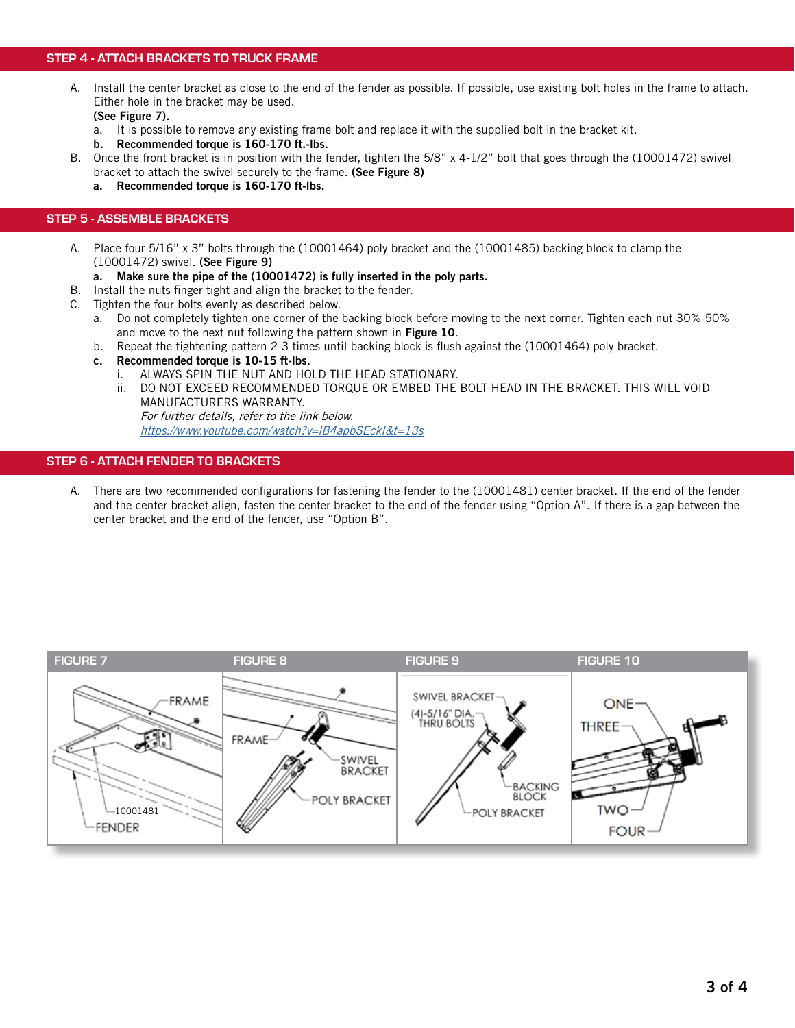## STEP 4 - ATTACH BRACKETS TO TRUCK FRAME

A. Install the center bracket as close to the end of the fender as possible. If possible, use existing bolt holes in the frame to attach. Either hole in the bracket may be used.
   **(See Figure 7).**
   a. It is possible to remove any existing frame bolt and replace it with the supplied bolt in the bracket kit.
   **b. Recommended torque is 160-170 ft.-lbs.**

B. Once the front bracket is in position with the fender, tighten the 5/8" x 4-1/2" bolt that goes through the (10001472) swivel bracket to attach the swivel securely to the frame. **(See Figure 8)**
   **a. Recommended torque is 160-170 ft-lbs.**

## STEP 5 - ASSEMBLE BRACKETS

A. Place four 5/16" x 3" bolts through the (10001464) poly bracket and the (10001485) backing block to clamp the (10001472) swivel. **(See Figure 9)**
   **a. Make sure the pipe of the (10001472) is fully inserted in the poly parts.**

B. Install the nuts finger tight and align the bracket to the fender.

C. Tighten the four bolts evenly as described below.
   a. Do not completely tighten one corner of the backing block before moving to the next corner. Tighten each nut 30%-50% and move to the next nut following the pattern shown in **Figure 10**.
   b. Repeat the tightening pattern 2-3 times until backing block is flush against the (10001464) poly bracket.
   **c. Recommended torque is 10-15 ft-lbs.**
      i. ALWAYS SPIN THE NUT AND HOLD THE HEAD STATIONARY.
      ii. DO NOT EXCEED RECOMMENDED TORQUE OR EMBED THE BOLT HEAD IN THE BRACKET. THIS WILL VOID MANUFACTURERS WARRANTY.
      *For further details, refer to the link below.*
      *https://www.youtube.com/watch?v=lB4apbSEckI&t=13s*

## STEP 6 - ATTACH FENDER TO BRACKETS

A. There are two recommended configurations for fastening the fender to the (10001481) center bracket. If the end of the fender and the center bracket align, fasten the center bracket to the end of the fender using "Option A". If there is a gap between the center bracket and the end of the fender, use "Option B".

FIGURE 7 — FRAME, 10001481, FENDER

FIGURE 8 — FRAME, SWIVEL BRACKET, POLY BRACKET

FIGURE 9 — SWIVEL BRACKET, (4)-5/16" DIA. THRU BOLTS, BACKING BLOCK, POLY BRACKET

FIGURE 10 — ONE, THREE, TWO, FOUR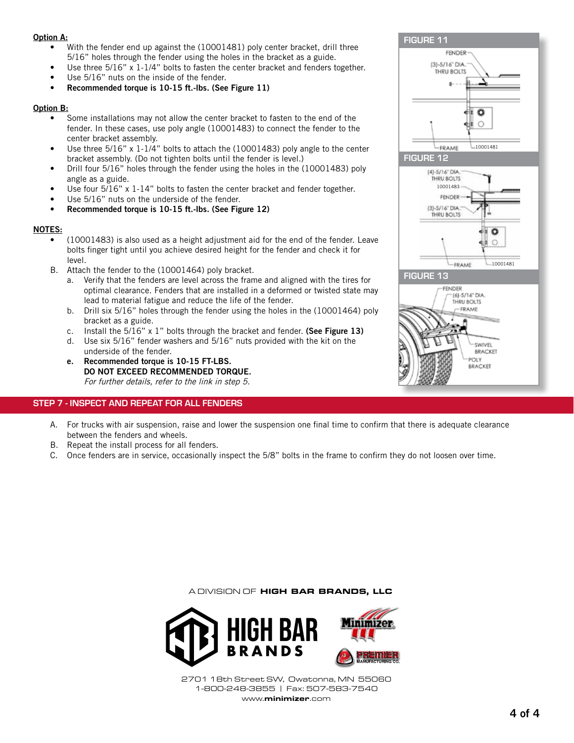**Option A:**

- With the fender end up against the (10001481) poly center bracket, drill three 5/16" holes through the fender using the holes in the bracket as a guide.
- Use three 5/16" x 1-1/4" bolts to fasten the center bracket and fenders together.
- Use 5/16" nuts on the inside of the fender.
- **Recommended torque is 10-15 ft.-lbs. (See Figure 11)**

**Option B:**

- Some installations may not allow the center bracket to fasten to the end of the fender. In these cases, use poly angle (10001483) to connect the fender to the center bracket assembly.
- Use three 5/16" x 1-1/4" bolts to attach the (10001483) poly angle to the center bracket assembly. (Do not tighten bolts until the fender is level.)
- Drill four 5/16" holes through the fender using the holes in the (10001483) poly angle as a guide.
- Use four 5/16" x 1-14" bolts to fasten the center bracket and fender together.
- Use 5/16" nuts on the underside of the fender.
- **Recommended torque is 10-15 ft.-lbs. (See Figure 12)**

**NOTES:**

- (10001483) is also used as a height adjustment aid for the end of the fender. Leave bolts finger tight until you achieve desired height for the fender and check it for level.

B. Attach the fender to the (10001464) poly bracket.
   a. Verify that the fenders are level across the frame and aligned with the tires for optimal clearance. Fenders that are installed in a deformed or twisted state may lead to material fatigue and reduce the life of the fender.
   b. Drill six 5/16" holes through the fender using the holes in the (10001464) poly bracket as a guide.
   c. Install the 5/16" x 1" bolts through the bracket and fender. **(See Figure 13)**
   d. Use six 5/16" fender washers and 5/16" nuts provided with the kit on the underside of the fender.
   e. **Recommended torque is 10-15 FT-LBS.**
   **DO NOT EXCEED RECOMMENDED TORQUE.**
   *For further details, refer to the link in step 5.*

FIGURE 11

FENDER

(3)-5/16" DIA. THRU BOLTS

FRAME

10001481

FIGURE 12

(4)-5/16" DIA. THRU BOLTS

10001483

FENDER

(3)-5/16" DIA. THRU BOLTS

FRAME

10001481

FIGURE 13

FENDER

(6)-5/16" DIA. THRU BOLTS

FRAME

SWIVEL BRACKET

POLY BRACKET

## STEP 7 - INSPECT AND REPEAT FOR ALL FENDERS

A. For trucks with air suspension, raise and lower the suspension one final time to confirm that there is adequate clearance between the fenders and wheels.

B. Repeat the install process for all fenders.

C. Once fenders are in service, occasionally inspect the 5/8" bolts in the frame to confirm they do not loosen over time.

A DIVISION OF **HIGH BAR BRANDS, LLC**

HIGH BAR BRANDS

Minimizer

PREMIER MANUFACTURING CO.

2701 18th Street SW, Owatonna, MN 55060
1-800-248-3855 | Fax: 507-583-7540
www.**minimizer**.com